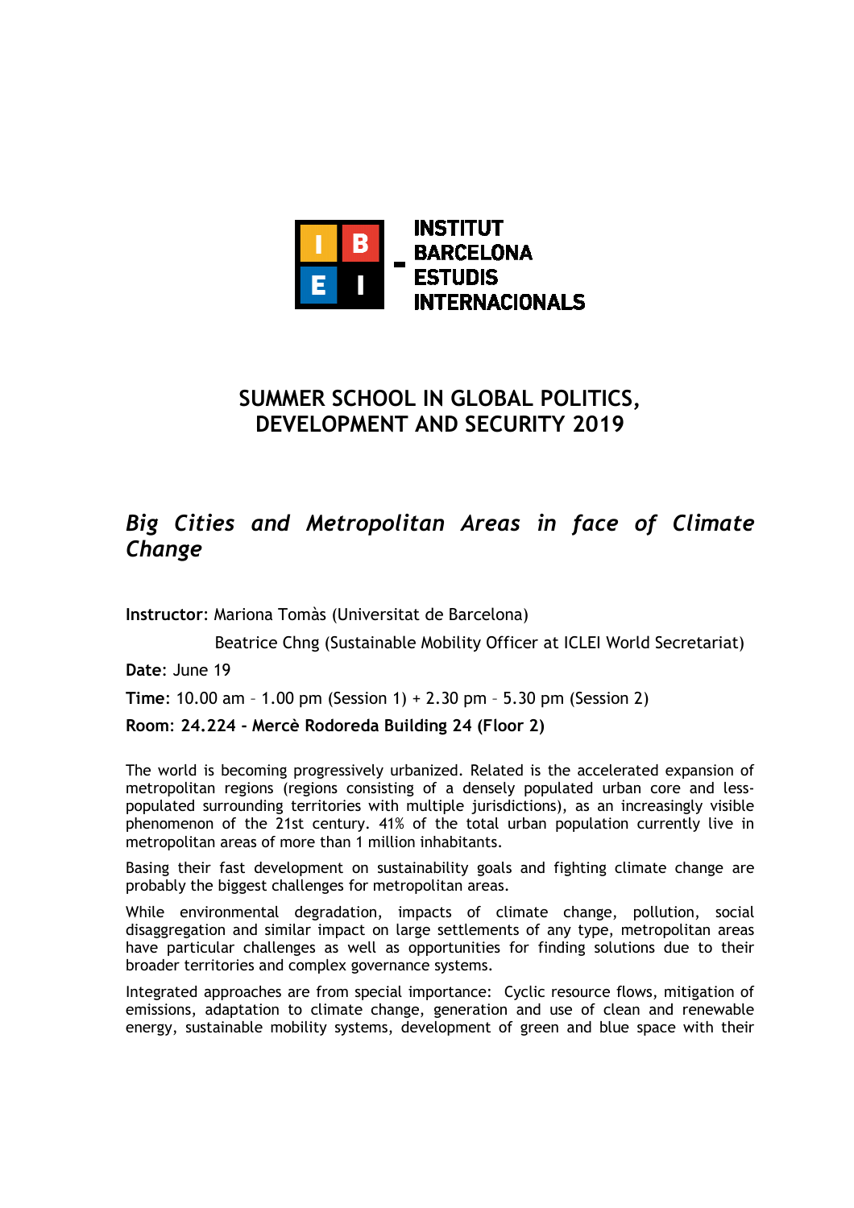INSTITUT BARCELONA ESTUDIS INTERNACIONALS

# SUMMER SCHOOL IN GLOBAL POLITICS, DEVELOPMENT AND SECURITY 2019

## *Big Cities and Metropolitan Areas in face of Climate Change*

**Instructor**: Mariona Tomàs (Universitat de Barcelona)

Beatrice Chng (Sustainable Mobility Officer at ICLEI World Secretariat)

**Date**: June 19

**Time**: 10.00 am – 1.00 pm (Session 1) + 2.30 pm – 5.30 pm (Session 2)

**Room: 24.224 - Mercè Rodoreda Building 24 (Floor 2)**

The world is becoming progressively urbanized. Related is the accelerated expansion of metropolitan regions (regions consisting of a densely populated urban core and less-populated surrounding territories with multiple jurisdictions), as an increasingly visible phenomenon of the 21st century. 41% of the total urban population currently live in metropolitan areas of more than 1 million inhabitants.

Basing their fast development on sustainability goals and fighting climate change are probably the biggest challenges for metropolitan areas.

While environmental degradation, impacts of climate change, pollution, social disaggregation and similar impact on large settlements of any type, metropolitan areas have particular challenges as well as opportunities for finding solutions due to their broader territories and complex governance systems.

Integrated approaches are from special importance: Cyclic resource flows, mitigation of emissions, adaptation to climate change, generation and use of clean and renewable energy, sustainable mobility systems, development of green and blue space with their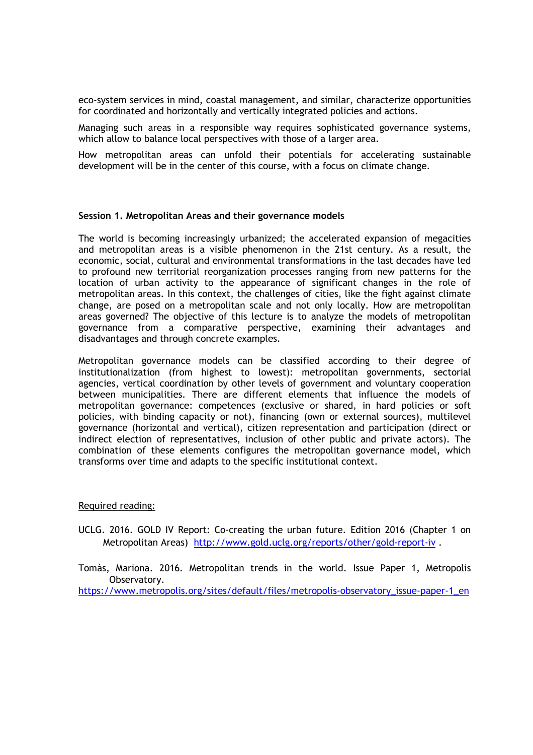eco-system services in mind, coastal management, and similar, characterize opportunities for coordinated and horizontally and vertically integrated policies and actions.

Managing such areas in a responsible way requires sophisticated governance systems, which allow to balance local perspectives with those of a larger area.

How metropolitan areas can unfold their potentials for accelerating sustainable development will be in the center of this course, with a focus on climate change.

**Session 1. Metropolitan Areas and their governance models**

The world is becoming increasingly urbanized; the accelerated expansion of megacities and metropolitan areas is a visible phenomenon in the 21st century. As a result, the economic, social, cultural and environmental transformations in the last decades have led to profound new territorial reorganization processes ranging from new patterns for the location of urban activity to the appearance of significant changes in the role of metropolitan areas. In this context, the challenges of cities, like the fight against climate change, are posed on a metropolitan scale and not only locally. How are metropolitan areas governed? The objective of this lecture is to analyze the models of metropolitan governance from a comparative perspective, examining their advantages and disadvantages and through concrete examples.

Metropolitan governance models can be classified according to their degree of institutionalization (from highest to lowest): metropolitan governments, sectorial agencies, vertical coordination by other levels of government and voluntary cooperation between municipalities. There are different elements that influence the models of metropolitan governance: competences (exclusive or shared, in hard policies or soft policies, with binding capacity or not), financing (own or external sources), multilevel governance (horizontal and vertical), citizen representation and participation (direct or indirect election of representatives, inclusion of other public and private actors). The combination of these elements configures the metropolitan governance model, which transforms over time and adapts to the specific institutional context.

Required reading:

UCLG. 2016. GOLD IV Report: Co-creating the urban future. Edition 2016 (Chapter 1 on Metropolitan Areas) http://www.gold.uclg.org/reports/other/gold-report-iv .

Tomàs, Mariona. 2016. Metropolitan trends in the world. Issue Paper 1, Metropolis Observatory.
https://www.metropolis.org/sites/default/files/metropolis-observatory_issue-paper-1_en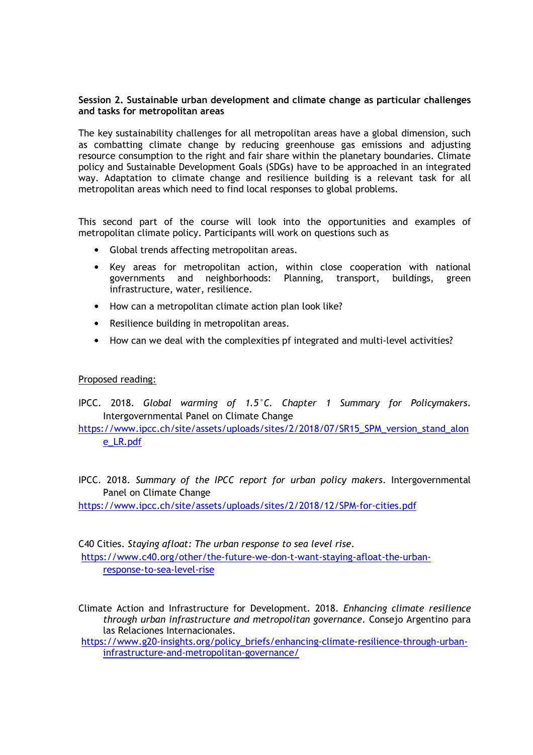**Session 2. Sustainable urban development and climate change as particular challenges and tasks for metropolitan areas**

The key sustainability challenges for all metropolitan areas have a global dimension, such as combatting climate change by reducing greenhouse gas emissions and adjusting resource consumption to the right and fair share within the planetary boundaries. Climate policy and Sustainable Development Goals (SDGs) have to be approached in an integrated way. Adaptation to climate change and resilience building is a relevant task for all metropolitan areas which need to find local responses to global problems.

This second part of the course will look into the opportunities and examples of metropolitan climate policy. Participants will work on questions such as

- Global trends affecting metropolitan areas.
- Key areas for metropolitan action, within close cooperation with national governments and neighborhoods: Planning, transport, buildings, green infrastructure, water, resilience.
- How can a metropolitan climate action plan look like?
- Resilience building in metropolitan areas.
- How can we deal with the complexities pf integrated and multi-level activities?

<u>Proposed reading:</u>

IPCC. 2018. *Global warming of 1.5°C. Chapter 1 Summary for Policymakers*. Intergovernmental Panel on Climate Change
https://www.ipcc.ch/site/assets/uploads/sites/2/2018/07/SR15_SPM_version_stand_alone_LR.pdf

IPCC. 2018. *Summary of the IPCC report for urban policy makers*. Intergovernmental Panel on Climate Change
https://www.ipcc.ch/site/assets/uploads/sites/2/2018/12/SPM-for-cities.pdf

C40 Cities. *Staying afloat: The urban response to sea level rise*.
https://www.c40.org/other/the-future-we-don-t-want-staying-afloat-the-urban-response-to-sea-level-rise

Climate Action and Infrastructure for Development. 2018. *Enhancing climate resilience through urban infrastructure and metropolitan governance*. Consejo Argentino para las Relaciones Internacionales.
https://www.g20-insights.org/policy_briefs/enhancing-climate-resilience-through-urban-infrastructure-and-metropolitan-governance/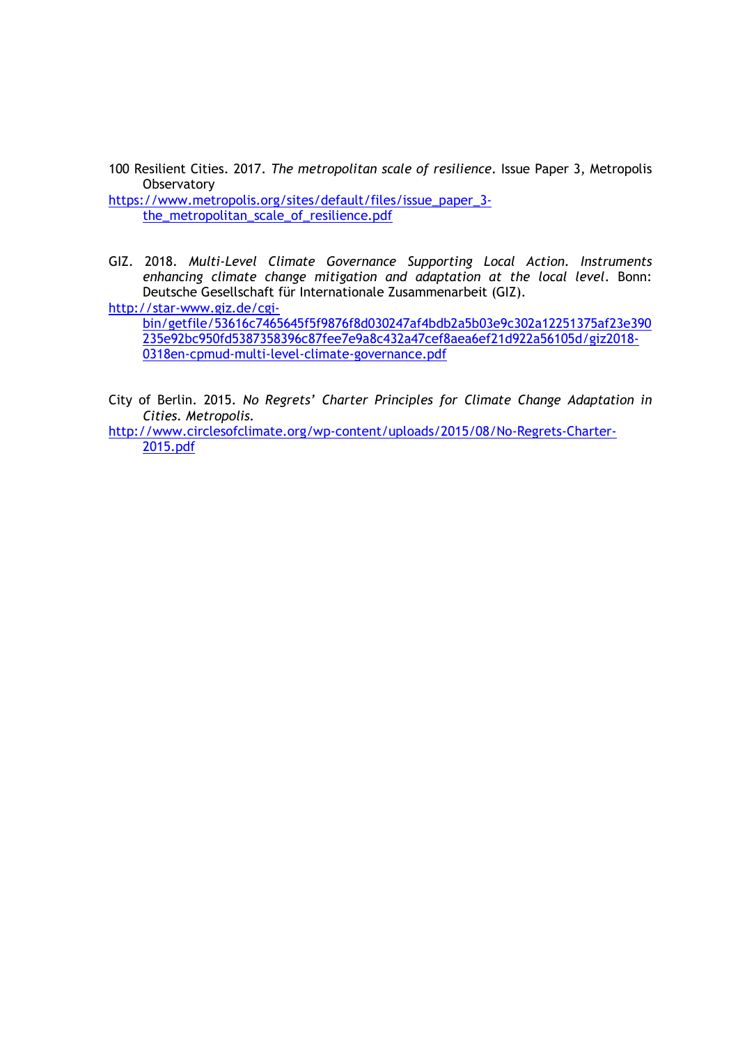100 Resilient Cities. 2017. *The metropolitan scale of resilience*. Issue Paper 3, Metropolis Observatory
https://www.metropolis.org/sites/default/files/issue_paper_3-the_metropolitan_scale_of_resilience.pdf

GIZ. 2018. *Multi-Level Climate Governance Supporting Local Action. Instruments enhancing climate change mitigation and adaptation at the local level*. Bonn: Deutsche Gesellschaft für Internationale Zusammenarbeit (GIZ).
http://star-www.giz.de/cgi-bin/getfile/53616c7465645f5f9876f8d030247af4bdb2a5b03e9c302a12251375af23e390235e92bc950fd5387358396c87fee7e9a8c432a47cef8aea6ef21d922a56105d/giz2018-0318en-cpmud-multi-level-climate-governance.pdf

City of Berlin. 2015. *No Regrets' Charter Principles for Climate Change Adaptation in Cities. Metropolis.*
http://www.circlesofclimate.org/wp-content/uploads/2015/08/No-Regrets-Charter-2015.pdf